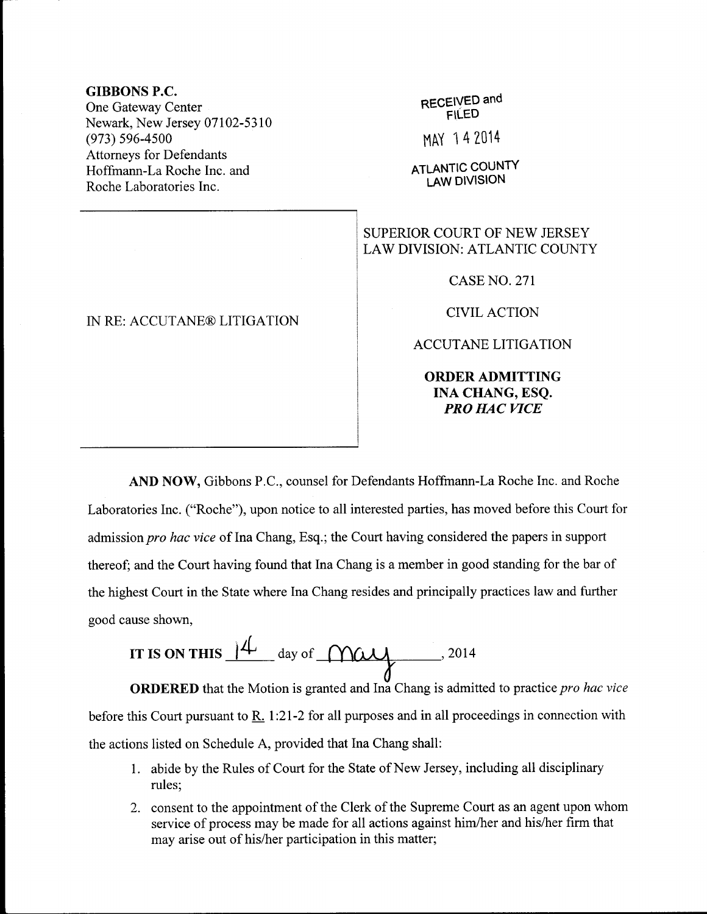**GIBBONS P.C.**
One Gateway Center
Newark, New Jersey 07102-5310
(973) 596-4500
Attorneys for Defendants
Hoffmann-La Roche Inc. and
Roche Laboratories Inc.

RECEIVED and
FILED
MAY 14 2014
ATLANTIC COUNTY
LAW DIVISION

IN RE: ACCUTANE® LITIGATION

SUPERIOR COURT OF NEW JERSEY
LAW DIVISION: ATLANTIC COUNTY

CASE NO. 271

CIVIL ACTION

ACCUTANE LITIGATION

**ORDER ADMITTING**
**INA CHANG, ESQ.**
***PRO HAC VICE***

**AND NOW,** Gibbons P.C., counsel for Defendants Hoffmann-La Roche Inc. and Roche Laboratories Inc. ("Roche"), upon notice to all interested parties, has moved before this Court for admission *pro hac vice* of Ina Chang, Esq.; the Court having considered the papers in support thereof; and the Court having found that Ina Chang is a member in good standing for the bar of the highest Court in the State where Ina Chang resides and principally practices law and further good cause shown,

**IT IS ON THIS** 14 day of May, 2014

**ORDERED** that the Motion is granted and Ina Chang is admitted to practice *pro hac vice* before this Court pursuant to R. 1:21-2 for all purposes and in all proceedings in connection with the actions listed on Schedule A, provided that Ina Chang shall:

1. abide by the Rules of Court for the State of New Jersey, including all disciplinary rules;
2. consent to the appointment of the Clerk of the Supreme Court as an agent upon whom service of process may be made for all actions against him/her and his/her firm that may arise out of his/her participation in this matter;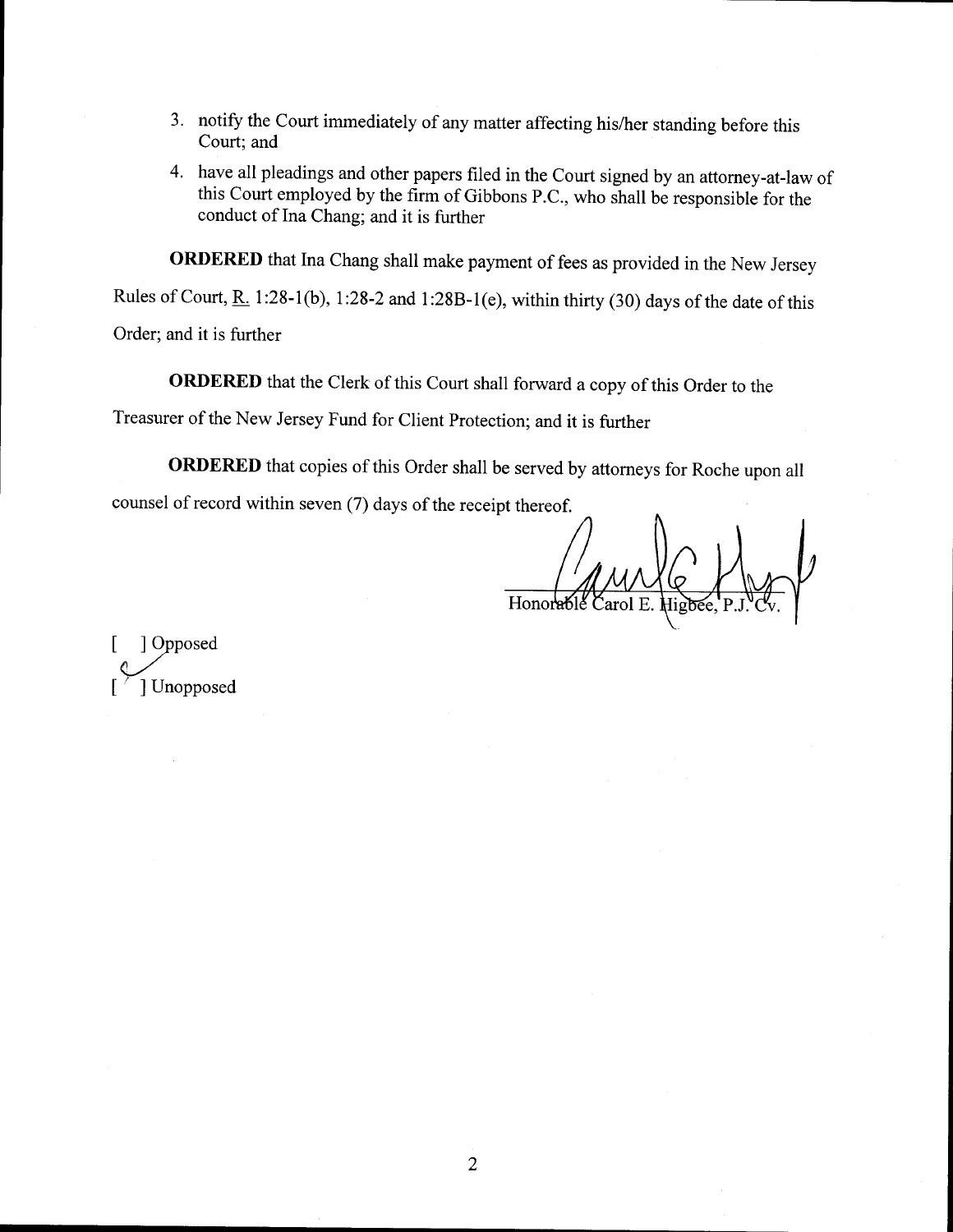3. notify the Court immediately of any matter affecting his/her standing before this Court; and
4. have all pleadings and other papers filed in the Court signed by an attorney-at-law of this Court employed by the firm of Gibbons P.C., who shall be responsible for the conduct of Ina Chang; and it is further

**ORDERED** that Ina Chang shall make payment of fees as provided in the New Jersey Rules of Court, R. 1:28-1(b), 1:28-2 and 1:28B-1(e), within thirty (30) days of the date of this Order; and it is further

**ORDERED** that the Clerk of this Court shall forward a copy of this Order to the Treasurer of the New Jersey Fund for Client Protection; and it is further

**ORDERED** that copies of this Order shall be served by attorneys for Roche upon all counsel of record within seven (7) days of the receipt thereof.

Honorable Carol E. Higbee, P.J. Cv.

[ ] Opposed
[✓] Unopposed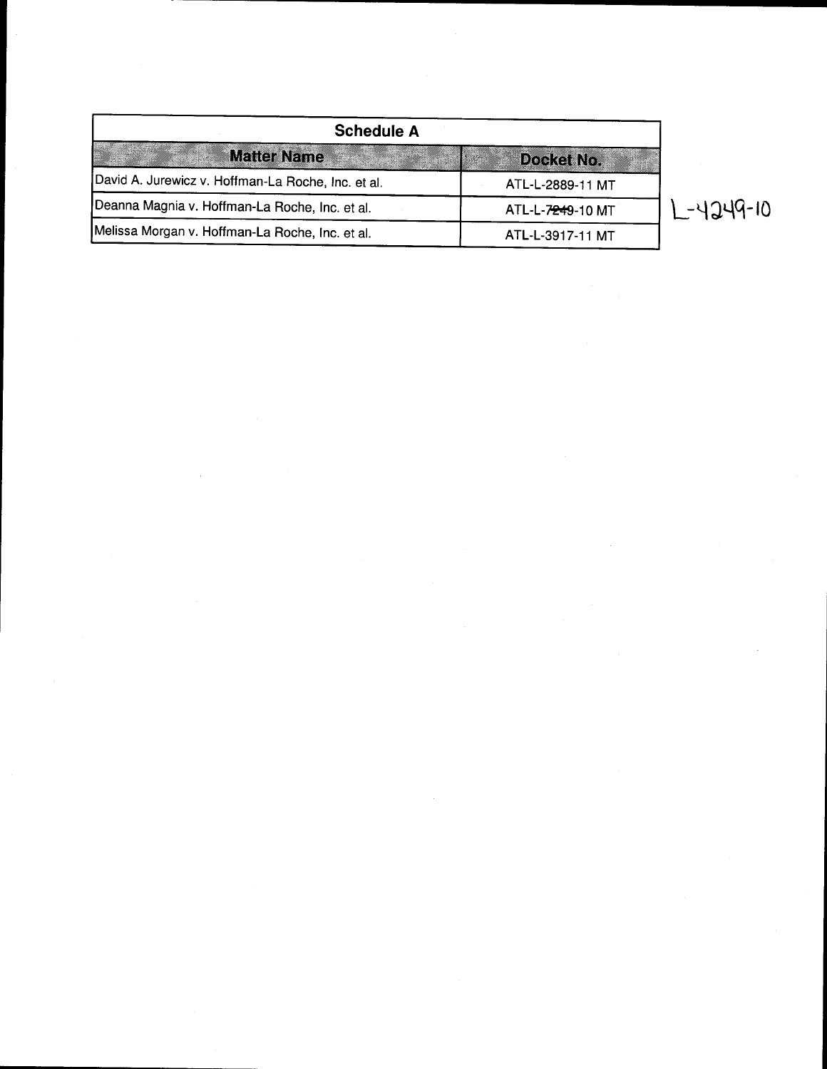| Schedule A | |
|---|---|
| **Matter Name** | **Docket No.** |
| David A. Jurewicz v. Hoffman-La Roche, Inc. et al. | ATL-L-2889-11 MT |
| Deanna Magnia v. Hoffman-La Roche, Inc. et al. | ATL-L-~~7249~~-10 MT |
| Melissa Morgan v. Hoffman-La Roche, Inc. et al. | ATL-L-3917-11 MT |

L-4249-10